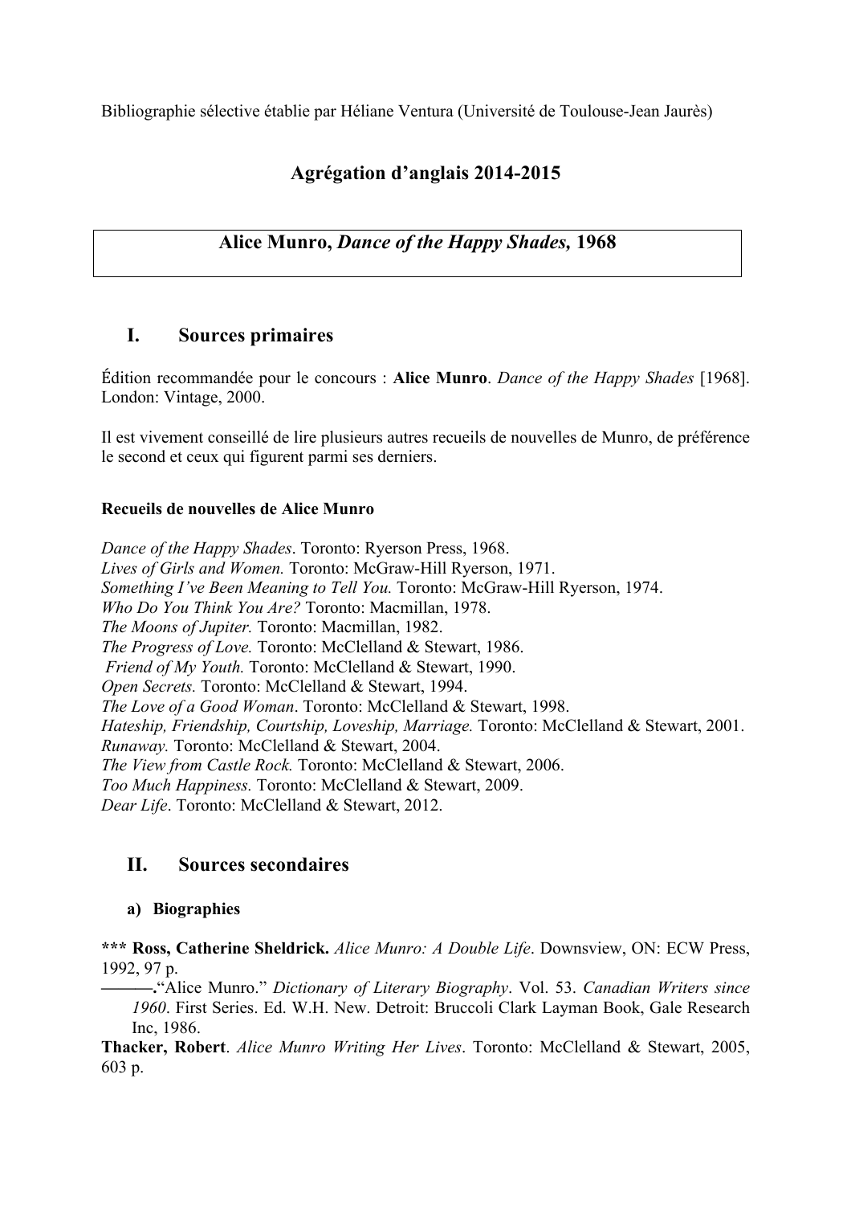Bibliographie sélective établie par Héliane Ventura (Université de Toulouse-Jean Jaurès)

# Agrégation d'anglais 2014-2015

## Alice Munro, *Dance of the Happy Shades,* 1968

## I. Sources primaires

Édition recommandée pour le concours : **Alice Munro**. *Dance of the Happy Shades* [1968]. London: Vintage, 2000.

Il est vivement conseillé de lire plusieurs autres recueils de nouvelles de Munro, de préférence le second et ceux qui figurent parmi ses derniers.

#### Recueils de nouvelles de Alice Munro

*Dance of the Happy Shades*. Toronto: Ryerson Press, 1968.
*Lives of Girls and Women.* Toronto: McGraw-Hill Ryerson, 1971.
*Something I've Been Meaning to Tell You.* Toronto: McGraw-Hill Ryerson, 1974.
*Who Do You Think You Are?* Toronto: Macmillan, 1978.
*The Moons of Jupiter.* Toronto: Macmillan, 1982.
*The Progress of Love.* Toronto: McClelland & Stewart, 1986.
*Friend of My Youth.* Toronto: McClelland & Stewart, 1990.
*Open Secrets.* Toronto: McClelland & Stewart, 1994.
*The Love of a Good Woman*. Toronto: McClelland & Stewart, 1998.
*Hateship, Friendship, Courtship, Loveship, Marriage.* Toronto: McClelland & Stewart, 2001.
*Runaway.* Toronto: McClelland & Stewart, 2004.
*The View from Castle Rock.* Toronto: McClelland & Stewart, 2006.
*Too Much Happiness.* Toronto: McClelland & Stewart, 2009.
*Dear Life*. Toronto: McClelland & Stewart, 2012.

## II. Sources secondaires

### a) Biographies

**\*\*\* Ross, Catherine Sheldrick.** *Alice Munro: A Double Life*. Downsview, ON: ECW Press, 1992, 97 p.

**———.**"Alice Munro." *Dictionary of Literary Biography*. Vol. 53. *Canadian Writers since 1960*. First Series. Ed. W.H. New. Detroit: Bruccoli Clark Layman Book, Gale Research Inc, 1986.

**Thacker, Robert**. *Alice Munro Writing Her Lives*. Toronto: McClelland & Stewart, 2005, 603 p.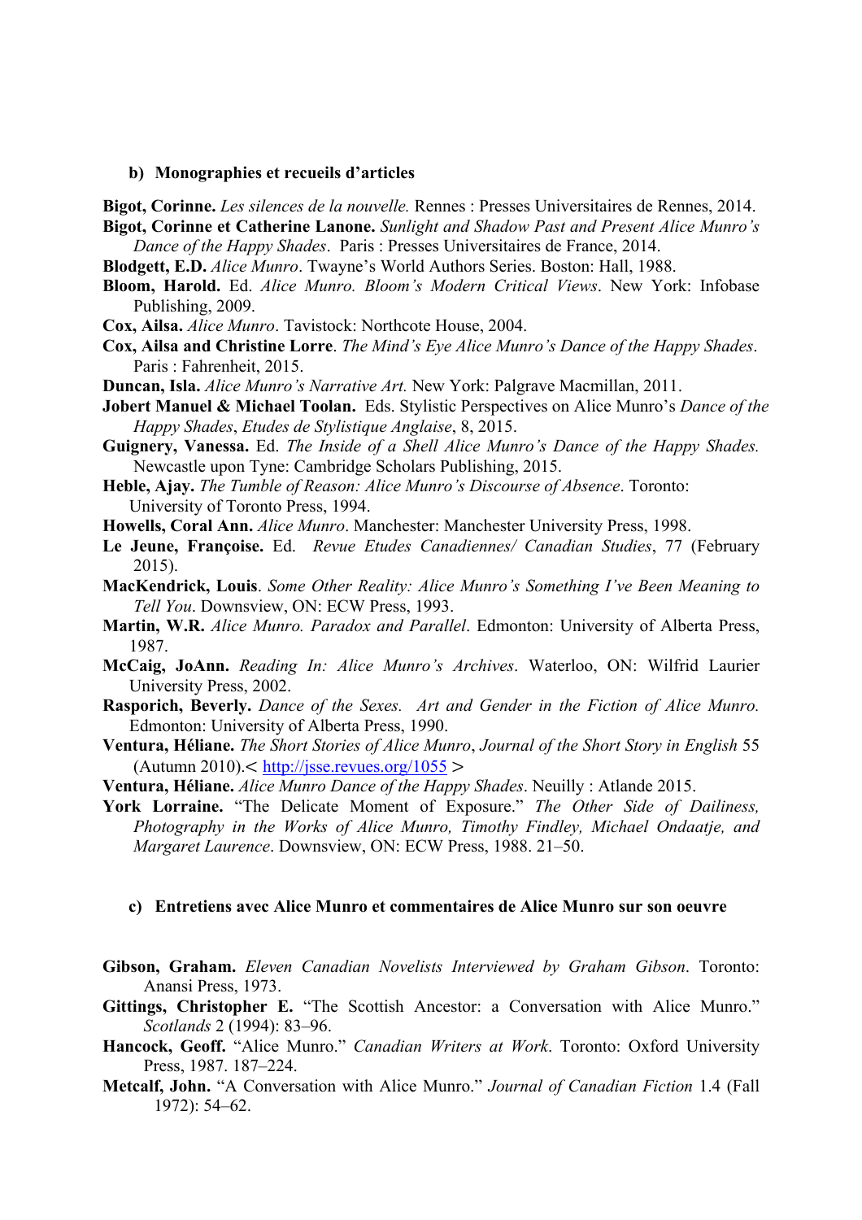### b) Monographies et recueils d'articles

**Bigot, Corinne.** *Les silences de la nouvelle.* Rennes : Presses Universitaires de Rennes, 2014.

**Bigot, Corinne et Catherine Lanone.** *Sunlight and Shadow Past and Present Alice Munro's Dance of the Happy Shades*. Paris : Presses Universitaires de France, 2014.

**Blodgett, E.D.** *Alice Munro*. Twayne's World Authors Series. Boston: Hall, 1988.

**Bloom, Harold.** Ed. *Alice Munro. Bloom's Modern Critical Views*. New York: Infobase Publishing, 2009.

**Cox, Ailsa.** *Alice Munro*. Tavistock: Northcote House, 2004.

**Cox, Ailsa and Christine Lorre**. *The Mind's Eye Alice Munro's Dance of the Happy Shades*. Paris : Fahrenheit, 2015.

**Duncan, Isla.** *Alice Munro's Narrative Art.* New York: Palgrave Macmillan, 2011.

**Jobert Manuel & Michael Toolan.** Eds. Stylistic Perspectives on Alice Munro's *Dance of the Happy Shades*, *Etudes de Stylistique Anglaise*, 8, 2015.

**Guignery, Vanessa.** Ed. *The Inside of a Shell Alice Munro's Dance of the Happy Shades.* Newcastle upon Tyne: Cambridge Scholars Publishing, 2015.

**Heble, Ajay.** *The Tumble of Reason: Alice Munro's Discourse of Absence*. Toronto: University of Toronto Press, 1994.

**Howells, Coral Ann.** *Alice Munro*. Manchester: Manchester University Press, 1998.

**Le Jeune, Françoise.** Ed. *Revue Etudes Canadiennes/ Canadian Studies*, 77 (February 2015).

**MacKendrick, Louis**. *Some Other Reality: Alice Munro's Something I've Been Meaning to Tell You*. Downsview, ON: ECW Press, 1993.

**Martin, W.R.** *Alice Munro. Paradox and Parallel*. Edmonton: University of Alberta Press, 1987.

**McCaig, JoAnn.** *Reading In: Alice Munro's Archives*. Waterloo, ON: Wilfrid Laurier University Press, 2002.

**Rasporich, Beverly.** *Dance of the Sexes. Art and Gender in the Fiction of Alice Munro.* Edmonton: University of Alberta Press, 1990.

**Ventura, Héliane.** *The Short Stories of Alice Munro*, *Journal of the Short Story in English* 55 (Autumn 2010).< http://jsse.revues.org/1055 >

**Ventura, Héliane.** *Alice Munro Dance of the Happy Shades*. Neuilly : Atlande 2015.

**York Lorraine.** "The Delicate Moment of Exposure." *The Other Side of Dailiness, Photography in the Works of Alice Munro, Timothy Findley, Michael Ondaatje, and Margaret Laurence*. Downsview, ON: ECW Press, 1988. 21–50.

### c) Entretiens avec Alice Munro et commentaires de Alice Munro sur son oeuvre

**Gibson, Graham.** *Eleven Canadian Novelists Interviewed by Graham Gibson*. Toronto: Anansi Press, 1973.

**Gittings, Christopher E.** "The Scottish Ancestor: a Conversation with Alice Munro." *Scotlands* 2 (1994): 83–96.

**Hancock, Geoff.** "Alice Munro." *Canadian Writers at Work*. Toronto: Oxford University Press, 1987. 187–224.

**Metcalf, John.** "A Conversation with Alice Munro." *Journal of Canadian Fiction* 1.4 (Fall 1972): 54–62.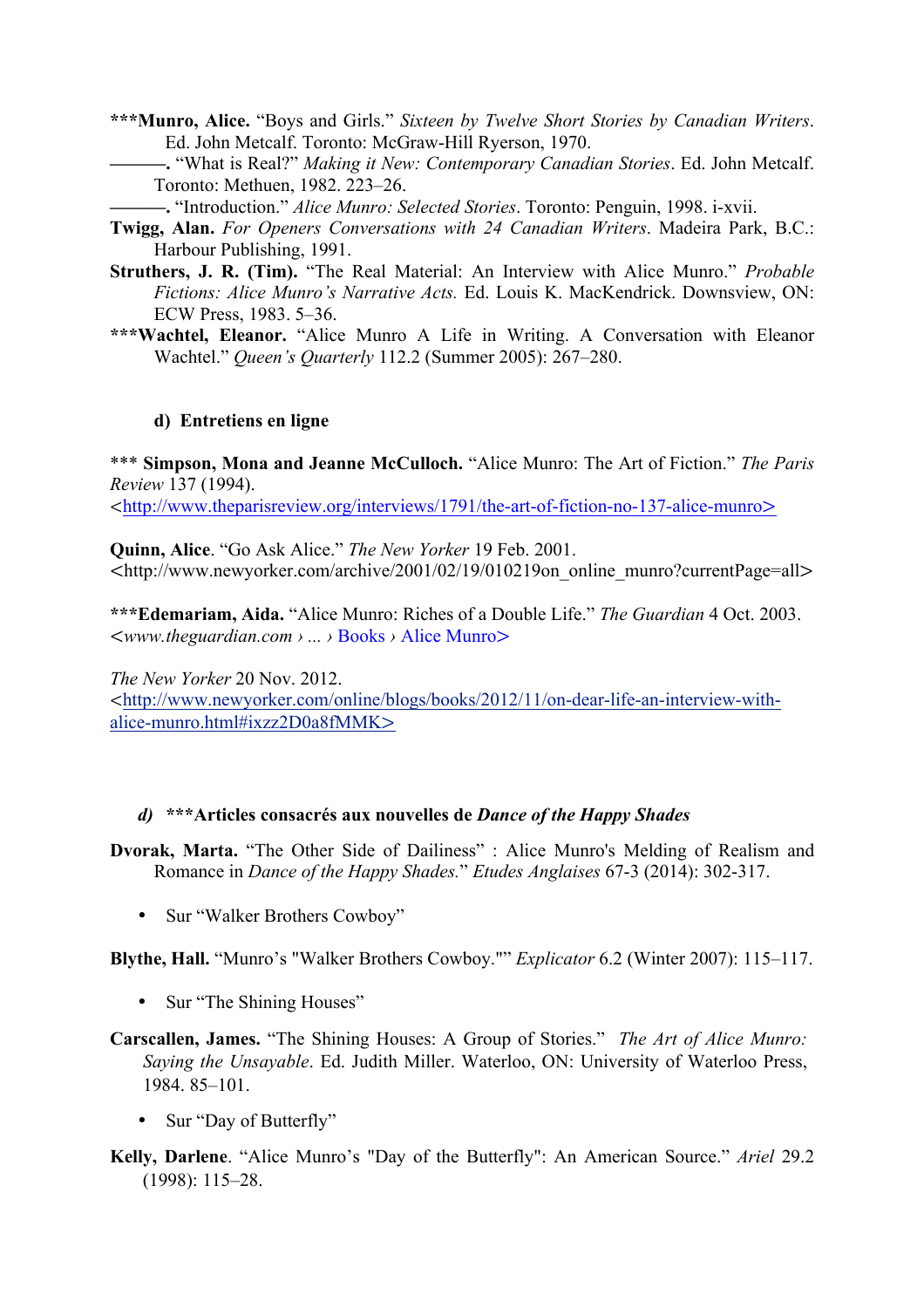***Munro, Alice.** "Boys and Girls." *Sixteen by Twelve Short Stories by Canadian Writers*. Ed. John Metcalf. Toronto: McGraw-Hill Ryerson, 1970.

———. "What is Real?" *Making it New: Contemporary Canadian Stories*. Ed. John Metcalf. Toronto: Methuen, 1982. 223–26.

———. "Introduction." *Alice Munro: Selected Stories*. Toronto: Penguin, 1998. i-xvii.

**Twigg, Alan.** *For Openers Conversations with 24 Canadian Writers*. Madeira Park, B.C.: Harbour Publishing, 1991.

**Struthers, J. R. (Tim).** "The Real Material: An Interview with Alice Munro." *Probable Fictions: Alice Munro's Narrative Acts.* Ed. Louis K. MacKendrick. Downsview, ON: ECW Press, 1983. 5–36.

***Wachtel, Eleanor.** "Alice Munro A Life in Writing. A Conversation with Eleanor Wachtel." *Queen's Quarterly* 112.2 (Summer 2005): 267–280.

### d) Entretiens en ligne

*** **Simpson, Mona and Jeanne McCulloch.** "Alice Munro: The Art of Fiction." *The Paris Review* 137 (1994). <http://www.theparisreview.org/interviews/1791/the-art-of-fiction-no-137-alice-munro>

**Quinn, Alice**. "Go Ask Alice." *The New Yorker* 19 Feb. 2001. <http://www.newyorker.com/archive/2001/02/19/010219on_online_munro?currentPage=all>

***Edemariam, Aida.** "Alice Munro: Riches of a Double Life." *The Guardian* 4 Oct. 2003. <*www.theguardian.com › ...* › Books › Alice Munro>

*The New Yorker* 20 Nov. 2012. <http://www.newyorker.com/online/blogs/books/2012/11/on-dear-life-an-interview-with-alice-munro.html#ixzz2D0a8fMMK>

### *d)* ***Articles consacrés aux nouvelles de *Dance of the Happy Shades*

**Dvorak, Marta.** "The Other Side of Dailiness" : Alice Munro's Melding of Realism and Romance in *Dance of the Happy Shades.*" *Etudes Anglaises* 67-3 (2014): 302-317.

- Sur "Walker Brothers Cowboy"

**Blythe, Hall.** "Munro's "Walker Brothers Cowboy."" *Explicator* 6.2 (Winter 2007): 115–117.

- Sur "The Shining Houses"

**Carscallen, James.** "The Shining Houses: A Group of Stories." *The Art of Alice Munro: Saying the Unsayable*. Ed. Judith Miller. Waterloo, ON: University of Waterloo Press, 1984. 85–101.

- Sur "Day of Butterfly"

**Kelly, Darlene**. "Alice Munro's "Day of the Butterfly": An American Source." *Ariel* 29.2 (1998): 115–28.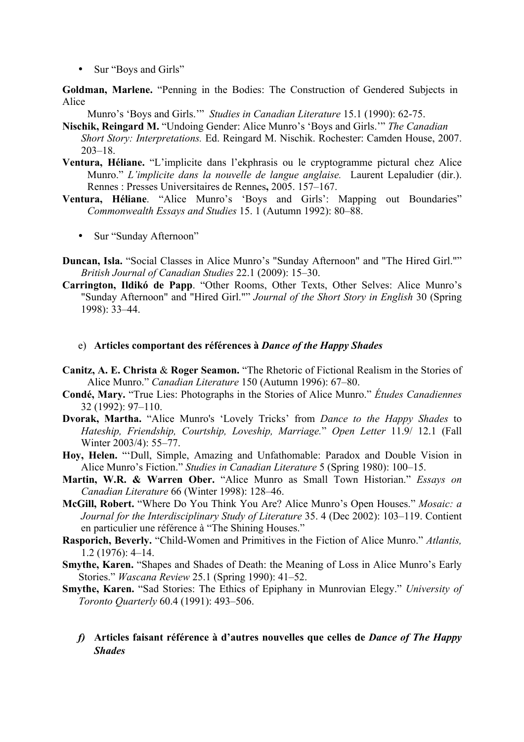- Sur “Boys and Girls”

**Goldman, Marlene.** “Penning in the Bodies: The Construction of Gendered Subjects in Alice Munro’s ‘Boys and Girls.’” *Studies in Canadian Literature* 15.1 (1990): 62-75.

**Nischik, Reingard M.** “Undoing Gender: Alice Munro’s ‘Boys and Girls.’” *The Canadian Short Story: Interpretations.* Ed. Reingard M. Nischik. Rochester: Camden House, 2007. 203–18.

**Ventura, Héliane.** “L’implicite dans l’ekphrasis ou le cryptogramme pictural chez Alice Munro.” *L’implicite dans la nouvelle de langue anglaise.* Laurent Lepaludier (dir.). Rennes : Presses Universitaires de Rennes**,** 2005. 157–167.

**Ventura, Héliane**. “Alice Munro’s ‘Boys and Girls’: Mapping out Boundaries” *Commonwealth Essays and Studies* 15. 1 (Autumn 1992): 80–88.

- Sur “Sunday Afternoon”

**Duncan, Isla.** “Social Classes in Alice Munro’s "Sunday Afternoon" and "The Hired Girl."” *British Journal of Canadian Studies* 22.1 (2009): 15–30.

**Carrington, Ildikó de Papp**. “Other Rooms, Other Texts, Other Selves: Alice Munro’s "Sunday Afternoon" and "Hired Girl."” *Journal of the Short Story in English* 30 (Spring 1998): 33–44.

e) **Articles comportant des références à *Dance of the Happy Shades***

**Canitz, A. E. Christa** & **Roger Seamon.** “The Rhetoric of Fictional Realism in the Stories of Alice Munro.” *Canadian Literature* 150 (Autumn 1996): 67–80.

**Condé, Mary.** “True Lies: Photographs in the Stories of Alice Munro.” *Études Canadiennes* 32 (1992): 97–110.

**Dvorak, Martha.** “Alice Munro's ‘Lovely Tricks’ from *Dance to the Happy Shades* to *Hateship, Friendship, Courtship, Loveship, Marriage.*” *Open Letter* 11.9/ 12.1 (Fall Winter 2003/4): 55–77.

**Hoy, Helen.** “‘Dull, Simple, Amazing and Unfathomable: Paradox and Double Vision in Alice Munro’s Fiction.” *Studies in Canadian Literature* 5 (Spring 1980): 100–15.

**Martin, W.R. & Warren Ober.** “Alice Munro as Small Town Historian.” *Essays on Canadian Literature* 66 (Winter 1998): 128–46.

**McGill, Robert.** “Where Do You Think You Are? Alice Munro’s Open Houses.” *Mosaic: a Journal for the Interdisciplinary Study of Literature* 35. 4 (Dec 2002): 103–119. Contient en particulier une référence à “The Shining Houses.”

**Rasporich, Beverly.** “Child-Women and Primitives in the Fiction of Alice Munro.” *Atlantis,* 1.2 (1976): 4–14.

**Smythe, Karen.** “Shapes and Shades of Death: the Meaning of Loss in Alice Munro’s Early Stories.” *Wascana Review* 25.1 (Spring 1990): 41–52.

**Smythe, Karen.** “Sad Stories: The Ethics of Epiphany in Munrovian Elegy.” *University of Toronto Quarterly* 60.4 (1991): 493–506.

***f) Articles faisant référence à d’autres nouvelles que celles de Dance of The Happy Shades***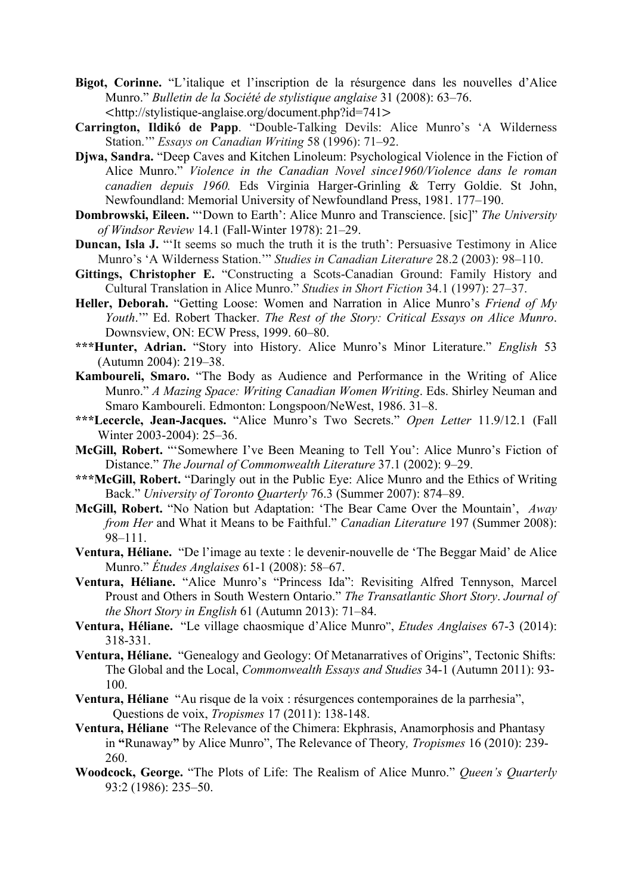**Bigot, Corinne.** "L'italique et l'inscription de la résurgence dans les nouvelles d'Alice Munro." *Bulletin de la Société de stylistique anglaise* 31 (2008): 63–76. <http://stylistique-anglaise.org/document.php?id=741>

**Carrington, Ildikó de Papp**. "Double-Talking Devils: Alice Munro's 'A Wilderness Station.'" *Essays on Canadian Writing* 58 (1996): 71–92.

**Djwa, Sandra.** "Deep Caves and Kitchen Linoleum: Psychological Violence in the Fiction of Alice Munro." *Violence in the Canadian Novel since1960/Violence dans le roman canadien depuis 1960.* Eds Virginia Harger-Grinling & Terry Goldie. St John, Newfoundland: Memorial University of Newfoundland Press, 1981. 177–190.

**Dombrowski, Eileen.** "'Down to Earth': Alice Munro and Transcience. [sic]" *The University of Windsor Review* 14.1 (Fall-Winter 1978): 21–29.

**Duncan, Isla J.** "'It seems so much the truth it is the truth': Persuasive Testimony in Alice Munro's 'A Wilderness Station.'" *Studies in Canadian Literature* 28.2 (2003): 98–110.

**Gittings, Christopher E.** "Constructing a Scots-Canadian Ground: Family History and Cultural Translation in Alice Munro." *Studies in Short Fiction* 34.1 (1997): 27–37.

**Heller, Deborah.** "Getting Loose: Women and Narration in Alice Munro's *Friend of My Youth*.'" Ed. Robert Thacker. *The Rest of the Story: Critical Essays on Alice Munro*. Downsview, ON: ECW Press, 1999. 60–80.

**\*\*\*Hunter, Adrian.** "Story into History. Alice Munro's Minor Literature." *English* 53 (Autumn 2004): 219–38.

**Kamboureli, Smaro.** "The Body as Audience and Performance in the Writing of Alice Munro." *A Mazing Space: Writing Canadian Women Writing*. Eds. Shirley Neuman and Smaro Kamboureli. Edmonton: Longspoon/NeWest, 1986. 31–8.

**\*\*\*Lecercle, Jean-Jacques.** "Alice Munro's Two Secrets." *Open Letter* 11.9/12.1 (Fall Winter 2003-2004): 25–36.

**McGill, Robert.** "'Somewhere I've Been Meaning to Tell You': Alice Munro's Fiction of Distance." *The Journal of Commonwealth Literature* 37.1 (2002): 9–29.

**\*\*\*McGill, Robert.** "Daringly out in the Public Eye: Alice Munro and the Ethics of Writing Back." *University of Toronto Quarterly* 76.3 (Summer 2007): 874–89.

**McGill, Robert.** "No Nation but Adaptation: 'The Bear Came Over the Mountain', *Away from Her* and What it Means to be Faithful." *Canadian Literature* 197 (Summer 2008): 98–111.

**Ventura, Héliane.** "De l'image au texte : le devenir-nouvelle de 'The Beggar Maid' de Alice Munro." *Études Anglaises* 61-1 (2008): 58–67.

**Ventura, Héliane.** "Alice Munro's "Princess Ida": Revisiting Alfred Tennyson, Marcel Proust and Others in South Western Ontario." *The Transatlantic Short Story*. *Journal of the Short Story in English* 61 (Autumn 2013): 71–84.

**Ventura, Héliane.** "Le village chaosmique d'Alice Munro", *Etudes Anglaises* 67-3 (2014): 318-331.

**Ventura, Héliane.** "Genealogy and Geology: Of Metanarratives of Origins", Tectonic Shifts: The Global and the Local, *Commonwealth Essays and Studies* 34-1 (Autumn 2011): 93-100.

**Ventura, Héliane** "Au risque de la voix : résurgences contemporaines de la parrhesia", Questions de voix, *Tropismes* 17 (2011): 138-148.

**Ventura, Héliane** "The Relevance of the Chimera: Ekphrasis, Anamorphosis and Phantasy in **"**Runaway**"** by Alice Munro", The Relevance of Theory*, Tropismes* 16 (2010): 239-260.

**Woodcock, George.** "The Plots of Life: The Realism of Alice Munro." *Queen's Quarterly* 93:2 (1986): 235–50.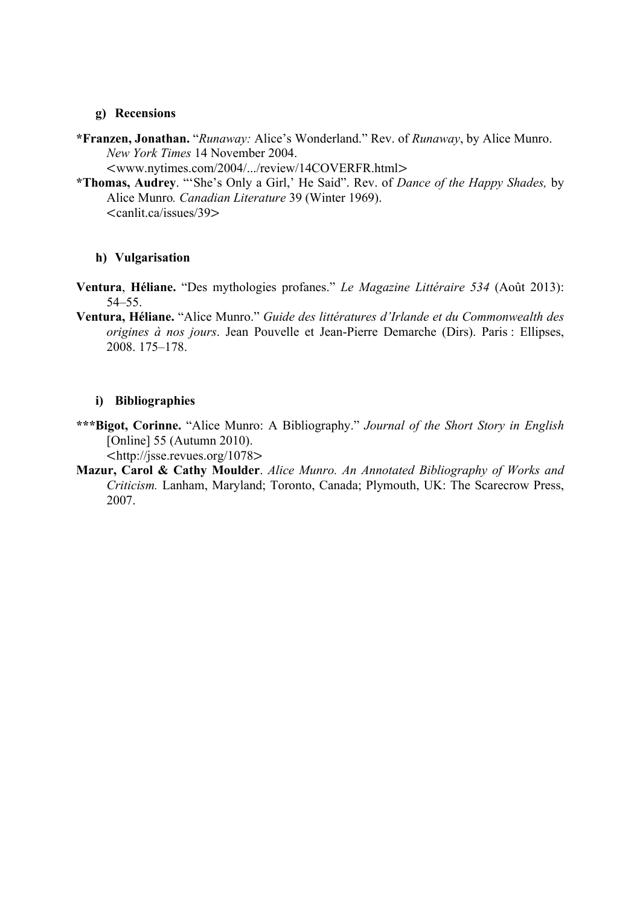#### g) Recensions

**\*Franzen, Jonathan.** "*Runaway:* Alice's Wonderland." Rev. of *Runaway*, by Alice Munro. *New York Times* 14 November 2004. <www.nytimes.com/2004/.../review/14COVERFR.html>

**\*Thomas, Audrey**. "'She's Only a Girl,' He Said". Rev. of *Dance of the Happy Shades,* by Alice Munro*. Canadian Literature* 39 (Winter 1969). <canlit.ca/issues/39>

#### h) Vulgarisation

**Ventura**, **Héliane.** "Des mythologies profanes." *Le Magazine Littéraire 534* (Août 2013): 54–55.

**Ventura, Héliane.** "Alice Munro." *Guide des littératures d'Irlande et du Commonwealth des origines à nos jours*. Jean Pouvelle et Jean-Pierre Demarche (Dirs). Paris : Ellipses, 2008. 175–178.

#### i) Bibliographies

**\*\*\*Bigot, Corinne.** "Alice Munro: A Bibliography." *Journal of the Short Story in English* [Online] 55 (Autumn 2010). <http://jsse.revues.org/1078>

**Mazur, Carol & Cathy Moulder**. *Alice Munro. An Annotated Bibliography of Works and Criticism.* Lanham, Maryland; Toronto, Canada; Plymouth, UK: The Scarecrow Press, 2007.